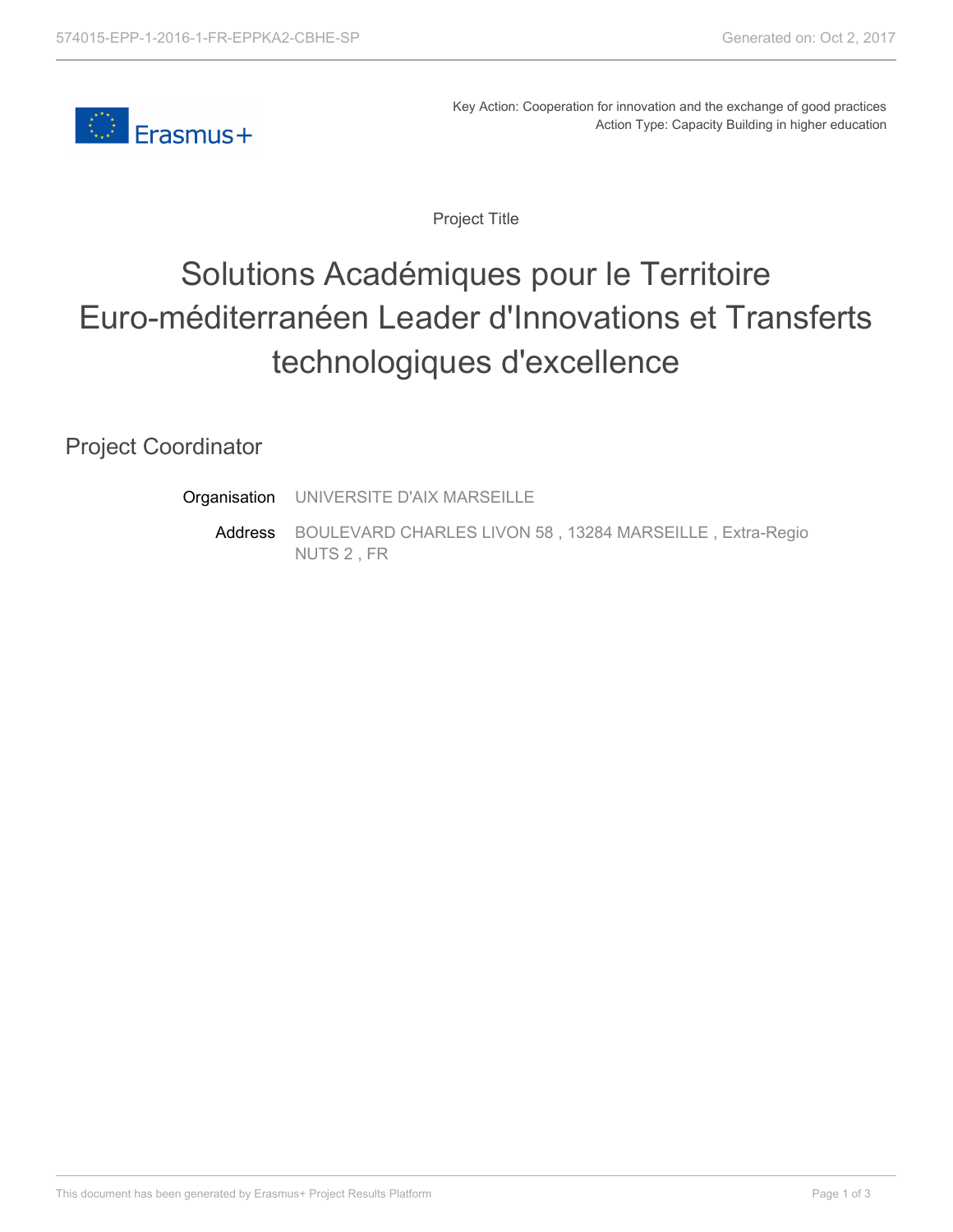Key Action: Cooperation for innovation and the exchange of good practices
Action Type: Capacity Building in higher education

Project Title

# Solutions Académiques pour le Territoire Euro-méditerranéen Leader d'Innovations et Transferts technologiques d'excellence

## Project Coordinator

**Organisation** UNIVERSITE D'AIX MARSEILLE

**Address** BOULEVARD CHARLES LIVON 58 , 13284 MARSEILLE , Extra-Regio NUTS 2 , FR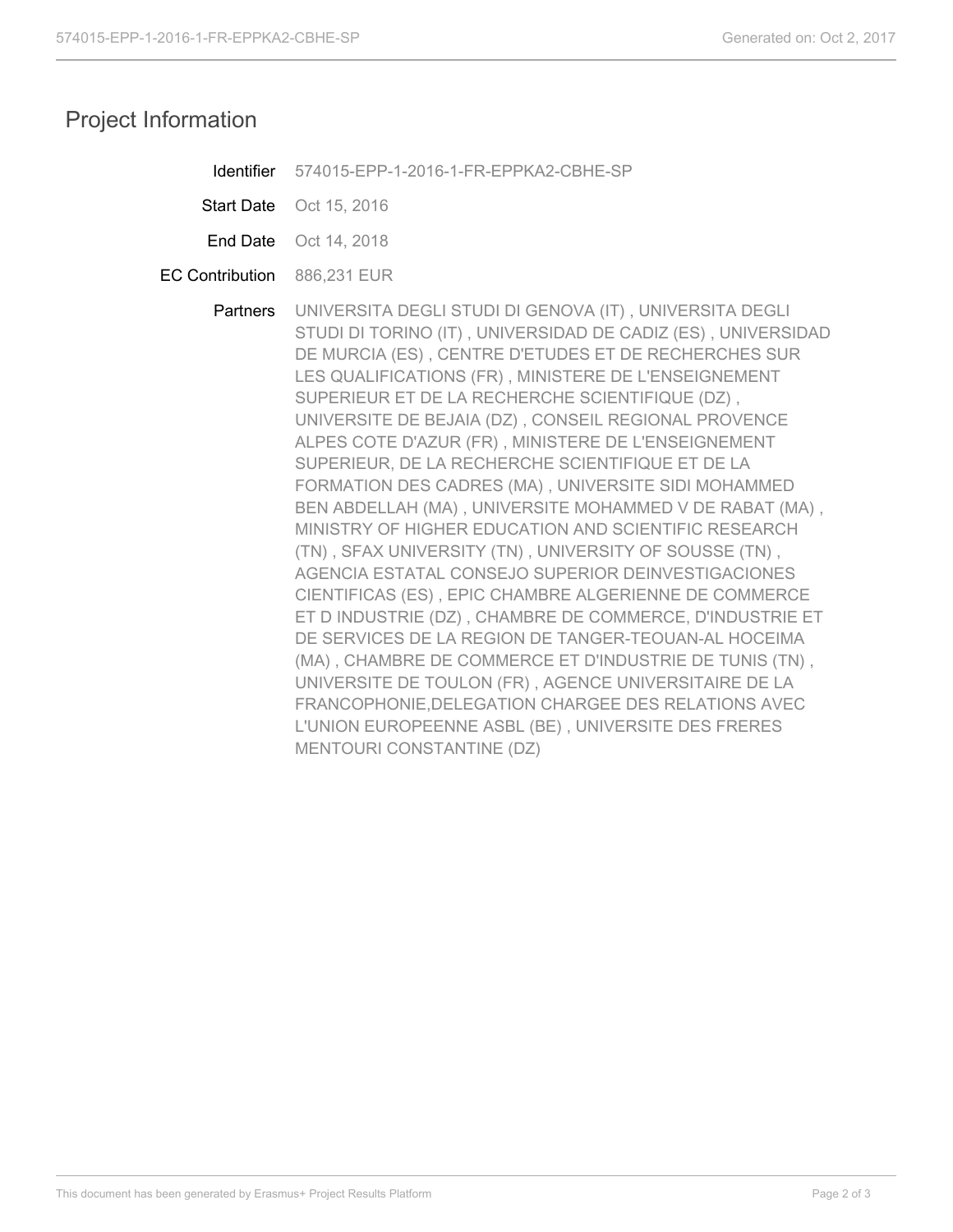# Project Information

| | |
|---|---|
| Identifier | 574015-EPP-1-2016-1-FR-EPPKA2-CBHE-SP |
| Start Date | Oct 15, 2016 |
| End Date | Oct 14, 2018 |
| EC Contribution | 886,231 EUR |
| Partners | UNIVERSITA DEGLI STUDI DI GENOVA (IT) , UNIVERSITA DEGLI STUDI DI TORINO (IT) , UNIVERSIDAD DE CADIZ (ES) , UNIVERSIDAD DE MURCIA (ES) , CENTRE D'ETUDES ET DE RECHERCHES SUR LES QUALIFICATIONS (FR) , MINISTERE DE L'ENSEIGNEMENT SUPERIEUR ET DE LA RECHERCHE SCIENTIFIQUE (DZ) , UNIVERSITE DE BEJAIA (DZ) , CONSEIL REGIONAL PROVENCE ALPES COTE D'AZUR (FR) , MINISTERE DE L'ENSEIGNEMENT SUPERIEUR, DE LA RECHERCHE SCIENTIFIQUE ET DE LA FORMATION DES CADRES (MA) , UNIVERSITE SIDI MOHAMMED BEN ABDELLAH (MA) , UNIVERSITE MOHAMMED V DE RABAT (MA) , MINISTRY OF HIGHER EDUCATION AND SCIENTIFIC RESEARCH (TN) , SFAX UNIVERSITY (TN) , UNIVERSITY OF SOUSSE (TN) , AGENCIA ESTATAL CONSEJO SUPERIOR DEINVESTIGACIONES CIENTIFICAS (ES) , EPIC CHAMBRE ALGERIENNE DE COMMERCE ET D INDUSTRIE (DZ) , CHAMBRE DE COMMERCE, D'INDUSTRIE ET DE SERVICES DE LA REGION DE TANGER-TEOUAN-AL HOCEIMA (MA) , CHAMBRE DE COMMERCE ET D'INDUSTRIE DE TUNIS (TN) , UNIVERSITE DE TOULON (FR) , AGENCE UNIVERSITAIRE DE LA FRANCOPHONIE,DELEGATION CHARGEE DES RELATIONS AVEC L'UNION EUROPEENNE ASBL (BE) , UNIVERSITE DES FRERES MENTOURI CONSTANTINE (DZ) |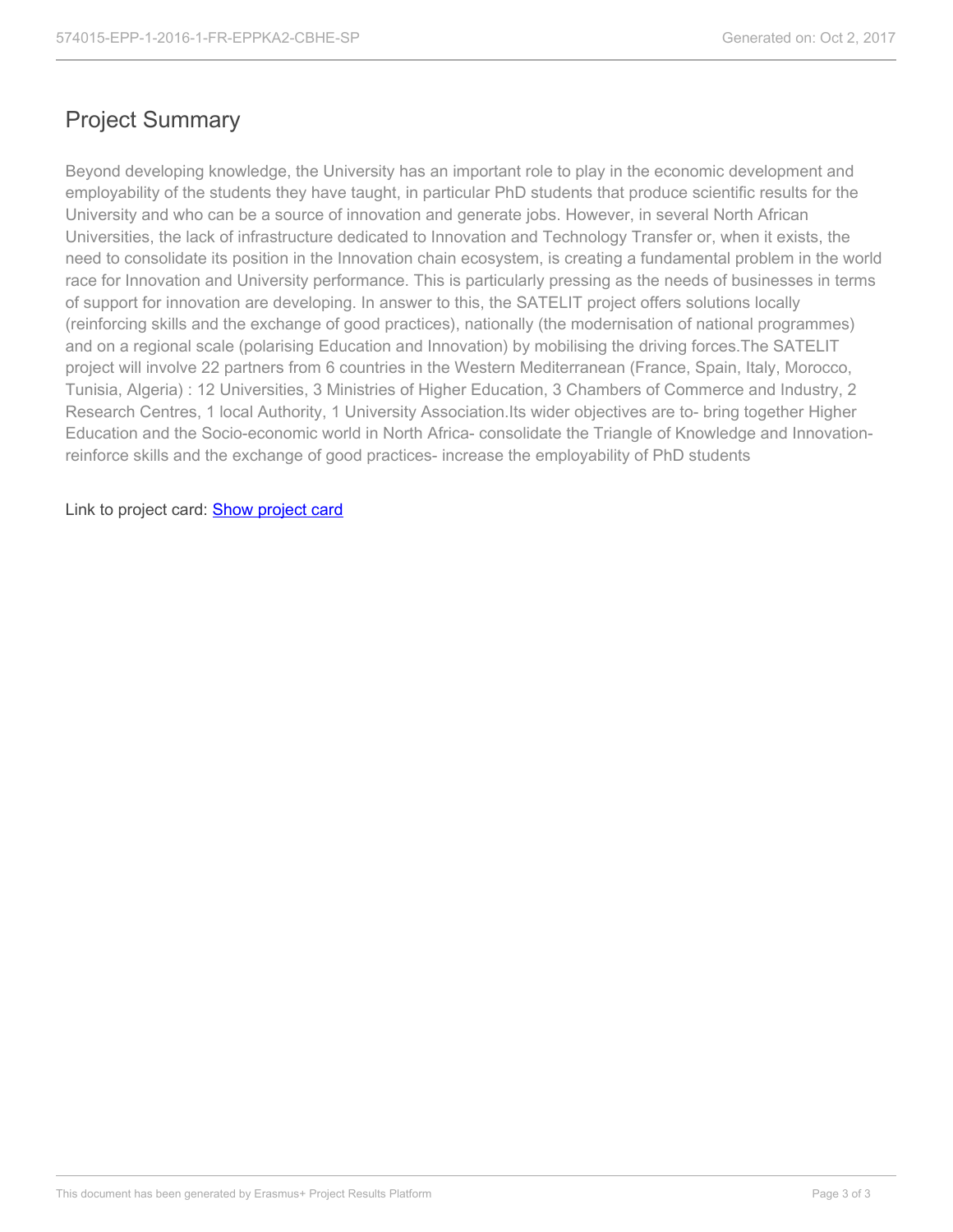# Project Summary

Beyond developing knowledge, the University has an important role to play in the economic development and employability of the students they have taught, in particular PhD students that produce scientific results for the University and who can be a source of innovation and generate jobs. However, in several North African Universities, the lack of infrastructure dedicated to Innovation and Technology Transfer or, when it exists, the need to consolidate its position in the Innovation chain ecosystem, is creating a fundamental problem in the world race for Innovation and University performance. This is particularly pressing as the needs of businesses in terms of support for innovation are developing. In answer to this, the SATELIT project offers solutions locally (reinforcing skills and the exchange of good practices), nationally (the modernisation of national programmes) and on a regional scale (polarising Education and Innovation) by mobilising the driving forces.The SATELIT project will involve 22 partners from 6 countries in the Western Mediterranean (France, Spain, Italy, Morocco, Tunisia, Algeria) : 12 Universities, 3 Ministries of Higher Education, 3 Chambers of Commerce and Industry, 2 Research Centres, 1 local Authority, 1 University Association.Its wider objectives are to- bring together Higher Education and the Socio-economic world in North Africa- consolidate the Triangle of Knowledge and Innovation- reinforce skills and the exchange of good practices- increase the employability of PhD students

Link to project card: Show project card